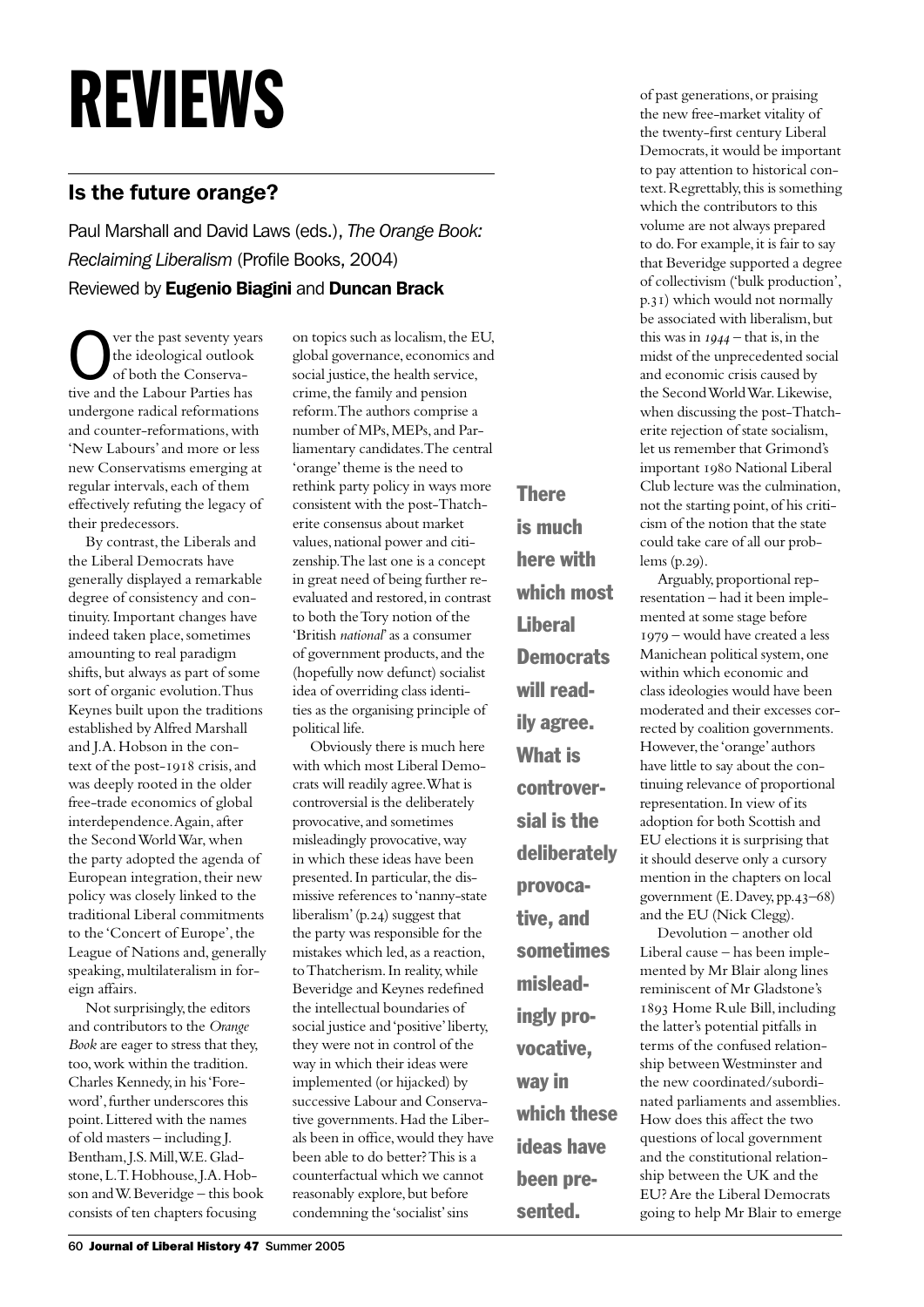# REVIEWS

## Is the future orange?

Paul Marshall and David Laws (eds.), *The Orange Book: Reclaiming Liberalism* (Profile Books, 2004)

Reviewed by **Eugenio Biagini** and **Duncan Brack**

Over the past seventy years the ideological outlook of both the Conservative and the Labour Parties has undergone radical reformations and counter-reformations, with 'New Labours' and more or less new Conservatisms emerging at regular intervals, each of them effectively refuting the legacy of their predecessors.

By contrast, the Liberals and the Liberal Democrats have generally displayed a remarkable degree of consistency and continuity. Important changes have indeed taken place, sometimes amounting to real paradigm shifts, but always as part of some sort of organic evolution. Thus Keynes built upon the traditions established by Alfred Marshall and J.A. Hobson in the context of the post-1918 crisis, and was deeply rooted in the older free-trade economics of global interdependence. Again, after the Second World War, when the party adopted the agenda of European integration, their new policy was closely linked to the traditional Liberal commitments to the 'Concert of Europe', the League of Nations and, generally speaking, multilateralism in foreign affairs.

Not surprisingly, the editors and contributors to the *Orange Book* are eager to stress that they, too, work within the tradition. Charles Kennedy, in his 'Foreword', further underscores this point. Littered with the names of old masters – including J. Bentham, J.S. Mill, W.E. Gladstone, L.T. Hobhouse, J.A. Hobson and W. Beveridge – this book consists of ten chapters focusing on topics such as localism, the EU, global governance, economics and social justice, the health service, crime, the family and pension reform. The authors comprise a number of MPs, MEPs, and Parliamentary candidates. The central 'orange' theme is the need to rethink party policy in ways more consistent with the post-Thatcherite consensus about market values, national power and citizenship. The last one is a concept in great need of being further re-evaluated and restored, in contrast to both the Tory notion of the 'British *national*' as a consumer of government products, and the (hopefully now defunct) socialist idea of overriding class identities as the organising principle of political life.

Obviously there is much here with which most Liberal Democrats will readily agree. What is controversial is the deliberately provocative, and sometimes misleadingly provocative, way in which these ideas have been presented. In particular, the dismissive references to 'nanny-state liberalism' (p.24) suggest that the party was responsible for the mistakes which led, as a reaction, to Thatcherism. In reality, while Beveridge and Keynes redefined the intellectual boundaries of social justice and 'positive' liberty, they were not in control of the way in which their ideas were implemented (or hijacked) by successive Labour and Conservative governments. Had the Liberals been in office, would they have been able to do better? This is a counterfactual which we cannot reasonably explore, but before condemning the 'socialist' sins of past generations, or praising the new free-market vitality of the twenty-first century Liberal Democrats, it would be important to pay attention to historical context. Regrettably, this is something which the contributors to this volume are not always prepared to do. For example, it is fair to say that Beveridge supported a degree of collectivism ('bulk production', p.31) which would not normally be associated with liberalism, but this was in *1944* – that is, in the midst of the unprecedented social and economic crisis caused by the Second World War. Likewise, when discussing the post-Thatcherite rejection of state socialism, let us remember that Grimond's important 1980 National Liberal Club lecture was the culmination, not the starting point, of his criticism of the notion that the state could take care of all our problems (p.29).

**There is much here with which most Liberal Democrats will readily agree. What is controversial is the deliberately provocative, and sometimes misleadingly provocative, way in which these ideas have been presented.**

Arguably, proportional representation – had it been implemented at some stage before 1979 – would have created a less Manichean political system, one within which economic and class ideologies would have been moderated and their excesses corrected by coalition governments. However, the 'orange' authors have little to say about the continuing relevance of proportional representation. In view of its adoption for both Scottish and EU elections it is surprising that it should deserve only a cursory mention in the chapters on local government (E. Davey, pp.43–68) and the EU (Nick Clegg).

Devolution – another old Liberal cause – has been implemented by Mr Blair along lines reminiscent of Mr Gladstone's 1893 Home Rule Bill, including the latter's potential pitfalls in terms of the confused relationship between Westminster and the new coordinated/subordinated parliaments and assemblies. How does this affect the two questions of local government and the constitutional relationship between the UK and the EU? Are the Liberal Democrats going to help Mr Blair to emerge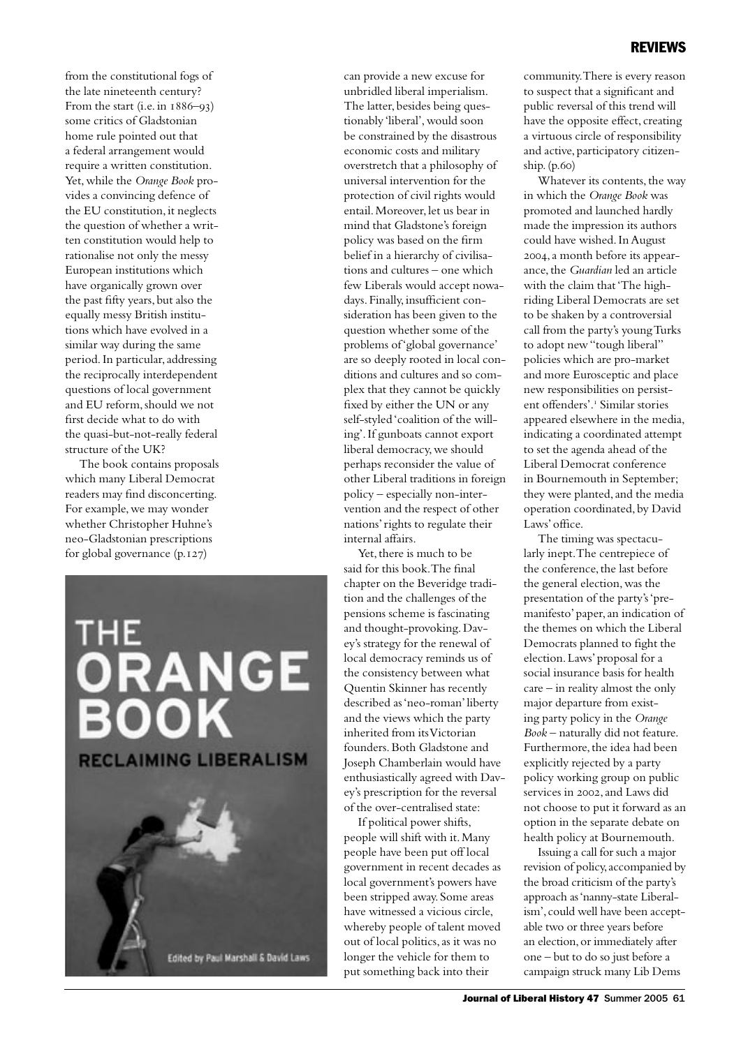from the constitutional fogs of the late nineteenth century? From the start (i.e. in 1886–93) some critics of Gladstonian home rule pointed out that a federal arrangement would require a written constitution. Yet, while the *Orange Book* provides a convincing defence of the EU constitution, it neglects the question of whether a written constitution would help to rationalise not only the messy European institutions which have organically grown over the past fifty years, but also the equally messy British institutions which have evolved in a similar way during the same period. In particular, addressing the reciprocally interdependent questions of local government and EU reform, should we not first decide what to do with the quasi-but-not-really federal structure of the UK?

The book contains proposals which many Liberal Democrat readers may find disconcerting. For example, we may wonder whether Christopher Huhne's neo-Gladstonian prescriptions for global governance (p.127) can provide a new excuse for unbridled liberal imperialism. The latter, besides being questionably 'liberal', would soon be constrained by the disastrous economic costs and military overstretch that a philosophy of universal intervention for the protection of civil rights would entail. Moreover, let us bear in mind that Gladstone's foreign policy was based on the firm belief in a hierarchy of civilisations and cultures – one which few Liberals would accept nowadays. Finally, insufficient consideration has been given to the question whether some of the problems of 'global governance' are so deeply rooted in local conditions and cultures and so complex that they cannot be quickly fixed by either the UN or any self-styled 'coalition of the willing'. If gunboats cannot export liberal democracy, we should perhaps reconsider the value of other Liberal traditions in foreign policy – especially non-intervention and the respect of other nations' rights to regulate their internal affairs.

Yet, there is much to be said for this book. The final chapter on the Beveridge tradition and the challenges of the pensions scheme is fascinating and thought-provoking. Davey's strategy for the renewal of local democracy reminds us of the consistency between what Quentin Skinner has recently described as 'neo-roman' liberty and the views which the party inherited from its Victorian founders. Both Gladstone and Joseph Chamberlain would have enthusiastically agreed with Davey's prescription for the reversal of the over-centralised state:

> If political power shifts, people will shift with it. Many people have been put off local government in recent decades as local government's powers have been stripped away. Some areas have witnessed a vicious circle, whereby people of talent moved out of local politics, as it was no longer the vehicle for them to put something back into their community. There is every reason to suspect that a significant and public reversal of this trend will have the opposite effect, creating a virtuous circle of responsibility and active, participatory citizenship. (p.60)

Whatever its contents, the way in which the *Orange Book* was promoted and launched hardly made the impression its authors could have wished. In August 2004, a month before its appearance, the *Guardian* led an article with the claim that 'The high-riding Liberal Democrats are set to be shaken by a controversial call from the party's young Turks to adopt new "tough liberal" policies which are pro-market and more Eurosceptic and place new responsibilities on persistent offenders'.[1] Similar stories appeared elsewhere in the media, indicating a coordinated attempt to set the agenda ahead of the Liberal Democrat conference in Bournemouth in September; they were planted, and the media operation coordinated, by David Laws' office.

The timing was spectacularly inept. The centrepiece of the conference, the last before the general election, was the presentation of the party's 'pre-manifesto' paper, an indication of the themes on which the Liberal Democrats planned to fight the election. Laws' proposal for a social insurance basis for health care – in reality almost the only major departure from existing party policy in the *Orange Book* – naturally did not feature. Furthermore, the idea had been explicitly rejected by a party policy working group on public services in 2002, and Laws did not choose to put it forward as an option in the separate debate on health policy at Bournemouth.

Issuing a call for such a major revision of policy, accompanied by the broad criticism of the party's approach as 'nanny-state Liberalism', could well have been acceptable two or three years before an election, or immediately after one – but to do so just before a campaign struck many Lib Dems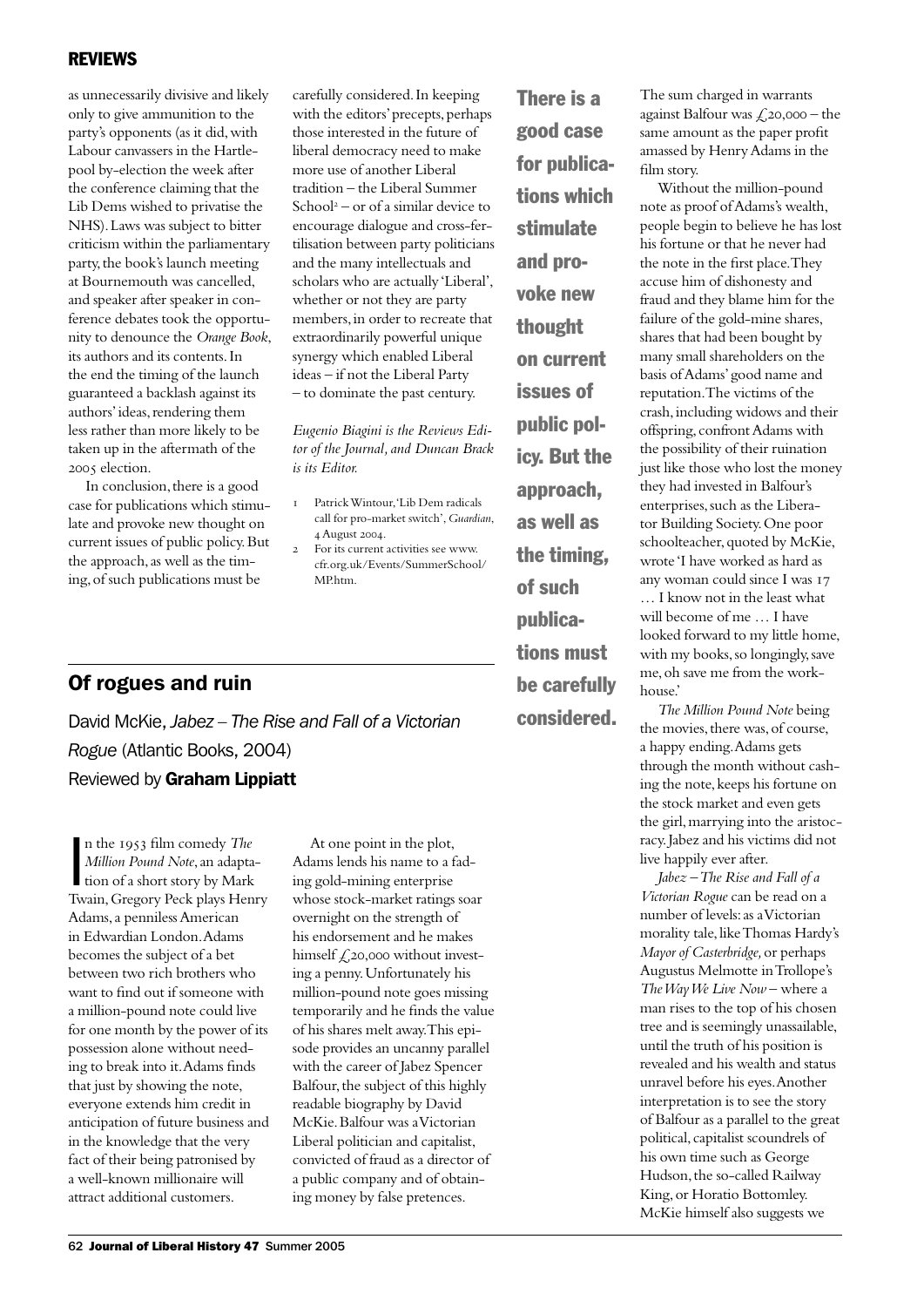as unnecessarily divisive and likely only to give ammunition to the party's opponents (as it did, with Labour canvassers in the Hartlepool by-election the week after the conference claiming that the Lib Dems wished to privatise the NHS). Laws was subject to bitter criticism within the parliamentary party, the book's launch meeting at Bournemouth was cancelled, and speaker after speaker in conference debates took the opportunity to denounce the *Orange Book*, its authors and its contents. In the end the timing of the launch guaranteed a backlash against its authors' ideas, rendering them less rather than more likely to be taken up in the aftermath of the 2005 election.

In conclusion, there is a good case for publications which stimulate and provoke new thought on current issues of public policy. But the approach, as well as the timing, of such publications must be carefully considered. In keeping with the editors' precepts, perhaps those interested in the future of liberal democracy need to make more use of another Liberal tradition – the Liberal Summer School[2] – or of a similar device to encourage dialogue and cross-fertilisation between party politicians and the many intellectuals and scholars who are actually 'Liberal', whether or not they are party members, in order to recreate that extraordinarily powerful unique synergy which enabled Liberal ideas – if not the Liberal Party – to dominate the past century.

*Eugenio Biagini is the Reviews Editor of the Journal, and Duncan Brack is its Editor.*

1 Patrick Wintour, 'Lib Dem radicals call for pro-market switch', *Guardian*, 4 August 2004.
2 For its current activities see www.cfr.org.uk/Events/SummerSchool/MP.htm.

**There is a good case for publications which stimulate and provoke new thought on current issues of public policy. But the approach, as well as the timing, of such publications must be carefully considered.**

## Of rogues and ruin

David McKie, *Jabez – The Rise and Fall of a Victorian Rogue* (Atlantic Books, 2004)
Reviewed by **Graham Lippiatt**

In the 1953 film comedy *The Million Pound Note*, an adaptation of a short story by Mark Twain, Gregory Peck plays Henry Adams, a penniless American in Edwardian London. Adams becomes the subject of a bet between two rich brothers who want to find out if someone with a million-pound note could live for one month by the power of its possession alone without needing to break into it. Adams finds that just by showing the note, everyone extends him credit in anticipation of future business and in the knowledge that the very fact of their being patronised by a well-known millionaire will attract additional customers.

At one point in the plot, Adams lends his name to a fading gold-mining enterprise whose stock-market ratings soar overnight on the strength of his endorsement and he makes himself £20,000 without investing a penny. Unfortunately his million-pound note goes missing temporarily and he finds the value of his shares melt away. This episode provides an uncanny parallel with the career of Jabez Spencer Balfour, the subject of this highly readable biography by David McKie. Balfour was a Victorian Liberal politician and capitalist, convicted of fraud as a director of a public company and of obtaining money by false pretences.

The sum charged in warrants against Balfour was £20,000 – the same amount as the paper profit amassed by Henry Adams in the film story.

Without the million-pound note as proof of Adams's wealth, people begin to believe he has lost his fortune or that he never had the note in the first place. They accuse him of dishonesty and fraud and they blame him for the failure of the gold-mine shares, shares that had been bought by many small shareholders on the basis of Adams' good name and reputation. The victims of the crash, including widows and their offspring, confront Adams with the possibility of their ruination just like those who lost the money they had invested in Balfour's enterprises, such as the Liberator Building Society. One poor schoolteacher, quoted by McKie, wrote 'I have worked as hard as any woman could since I was 17 … I know not in the least what will become of me … I have looked forward to my little home, with my books, so longingly, save me, oh save me from the workhouse.'

*The Million Pound Note* being the movies, there was, of course, a happy ending. Adams gets through the month without cashing the note, keeps his fortune on the stock market and even gets the girl, marrying into the aristocracy. Jabez and his victims did not live happily ever after.

*Jabez – The Rise and Fall of a Victorian Rogue* can be read on a number of levels: as a Victorian morality tale, like Thomas Hardy's *Mayor of Casterbridge,* or perhaps Augustus Melmotte in Trollope's *The Way We Live Now* – where a man rises to the top of his chosen tree and is seemingly unassailable, until the truth of his position is revealed and his wealth and status unravel before his eyes. Another interpretation is to see the story of Balfour as a parallel to the great political, capitalist scoundrels of his own time such as George Hudson, the so-called Railway King, or Horatio Bottomley. McKie himself also suggests we